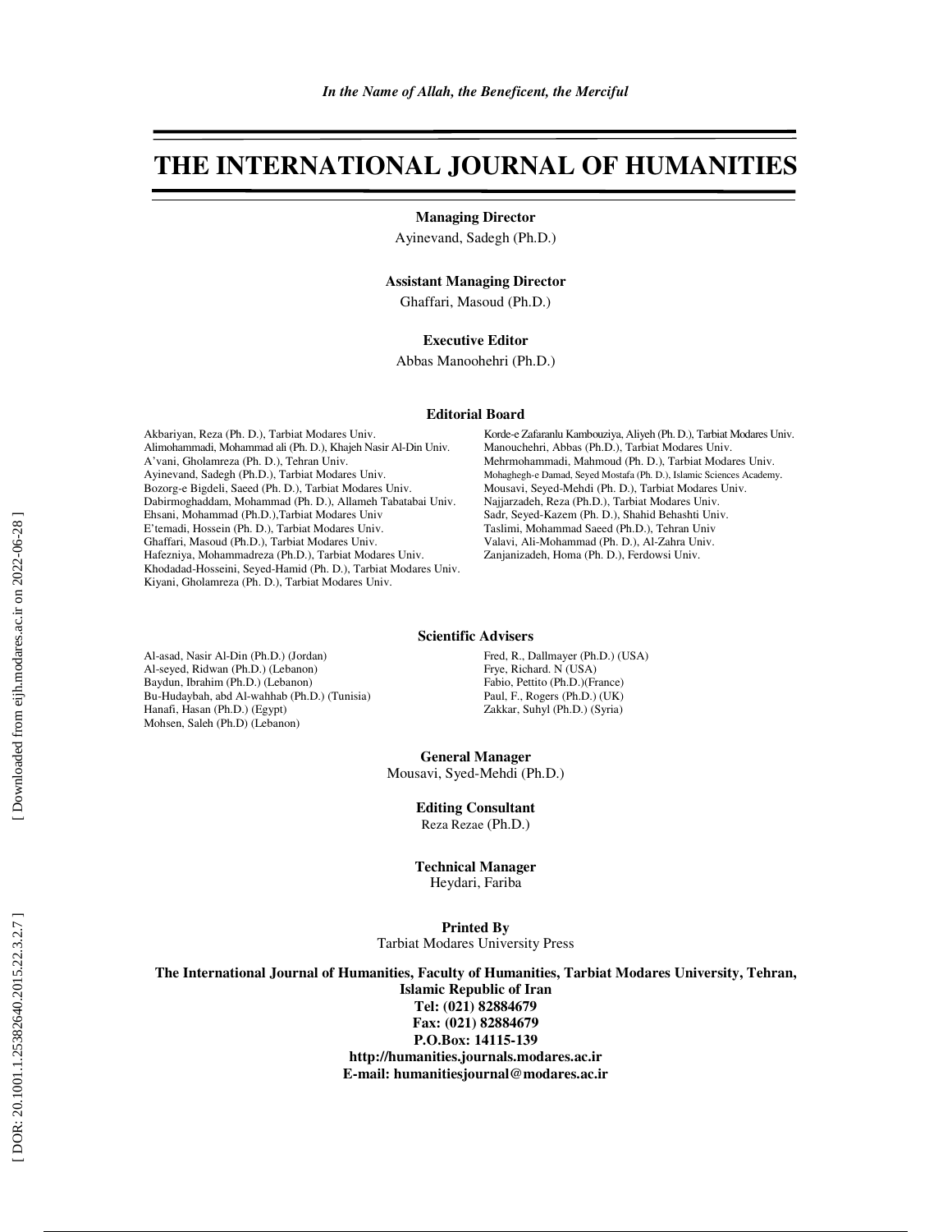*In the Name of Allah, the Beneficent, the Merciful*

# THE INTERNATIONAL JOURNAL OF HUMANITIES

**Managing Director**

Ayinevand, Sadegh (Ph.D.)

**Assistant Managing Director**

Ghaffari, Masoud (Ph.D.)

**Executive Editor**

Abbas Manoohehri (Ph.D.)

**Editorial Board**

Akbariyan, Reza (Ph. D.), Tarbiat Modares Univ.
Alimohammadi, Mohammad ali (Ph. D.), Khajeh Nasir Al-Din Univ.
A'vani, Gholamreza (Ph. D.), Tehran Univ.
Ayinevand, Sadegh (Ph.D.), Tarbiat Modares Univ.
Bozorg-e Bigdeli, Saeed (Ph. D.), Tarbiat Modares Univ.
Dabirmoghaddam, Mohammad (Ph. D.), Allameh Tabatabai Univ.
Ehsani, Mohammad (Ph.D.),Tarbiat Modares Univ
E'temadi, Hossein (Ph. D.), Tarbiat Modares Univ.
Ghaffari, Masoud (Ph.D.), Tarbiat Modares Univ.
Hafezniya, Mohammadreza (Ph.D.), Tarbiat Modares Univ.
Khodadad-Hosseini, Seyed-Hamid (Ph. D.), Tarbiat Modares Univ.
Kiyani, Gholamreza (Ph. D.), Tarbiat Modares Univ.
Korde-e Zafaranlu Kambouziya, Aliyeh (Ph. D.), Tarbiat Modares Univ.
Manouchehri, Abbas (Ph.D.), Tarbiat Modares Univ.
Mehrmohammadi, Mahmoud (Ph. D.), Tarbiat Modares Univ.
Mohaghegh-e Damad, Seyed Mostafa (Ph. D.), Islamic Sciences Academy.
Mousavi, Seyed-Mehdi (Ph. D.), Tarbiat Modares Univ.
Najjarzadeh, Reza (Ph.D.), Tarbiat Modares Univ.
Sadr, Seyed-Kazem (Ph. D.), Shahid Behashti Univ.
Taslimi, Mohammad Saeed (Ph.D.), Tehran Univ
Valavi, Ali-Mohammad (Ph. D.), Al-Zahra Univ.
Zanjanizadeh, Homa (Ph. D.), Ferdowsi Univ.

**Scientific Advisers**

Al-asad, Nasir Al-Din (Ph.D.) (Jordan)
Al-seyed, Ridwan (Ph.D.) (Lebanon)
Baydun, Ibrahim (Ph.D.) (Lebanon)
Bu-Hudaybah, abd Al-wahhab (Ph.D.) (Tunisia)
Hanafi, Hasan (Ph.D.) (Egypt)
Mohsen, Saleh (Ph.D) (Lebanon)
Fred, R., Dallmayer (Ph.D.) (USA)
Frye, Richard. N (USA)
Fabio, Pettito (Ph.D.)(France)
Paul, F., Rogers (Ph.D.) (UK)
Zakkar, Suhyl (Ph.D.) (Syria)

**General Manager**

Mousavi, Syed-Mehdi (Ph.D.)

**Editing Consultant**

Reza Rezae (Ph.D.)

**Technical Manager**

Heydari, Fariba

**Printed By**

Tarbiat Modares University Press

**The International Journal of Humanities, Faculty of Humanities, Tarbiat Modares University, Tehran, Islamic Republic of Iran**
**Tel: (021) 82884679**
**Fax: (021) 82884679**
**P.O.Box: 14115-139**
**http://humanities.journals.modares.ac.ir**
**E-mail: humanitiesjournal@modares.ac.ir**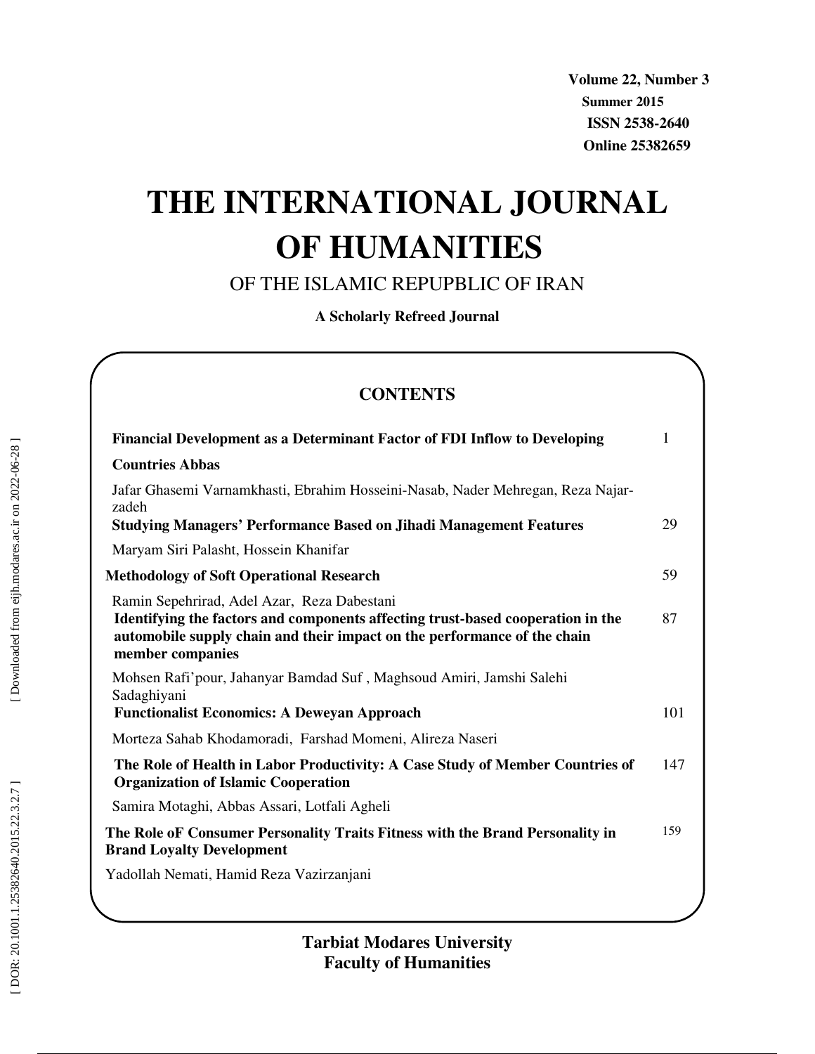**Volume 22, Number 3**
**Summer 2015**
**ISSN 2538-2640**
**Online 25382659**

# THE INTERNATIONAL JOURNAL OF HUMANITIES

## OF THE ISLAMIC REPUPBLIC OF IRAN

**A Scholarly Refreed Journal**

### CONTENTS

| | |
|---|---|
| **Financial Development as a Determinant Factor of FDI Inflow to Developing Countries Abbas** | 1 |
| Jafar Ghasemi Varnamkhasti, Ebrahim Hosseini-Nasab, Nader Mehregan, Reza Najarzadeh | |
| **Studying Managers' Performance Based on Jihadi Management Features** | 29 |
| Maryam Siri Palasht, Hossein Khanifar | |
| **Methodology of Soft Operational Research** | 59 |
| Ramin Sepehrirad, Adel Azar, Reza Dabestani | |
| **Identifying the factors and components affecting trust-based cooperation in the automobile supply chain and their impact on the performance of the chain member companies** | 87 |
| Mohsen Rafi'pour, Jahanyar Bamdad Suf , Maghsoud Amiri, Jamshi Salehi Sadaghiyani | |
| **Functionalist Economics: A Deweyan Approach** | 101 |
| Morteza Sahab Khodamoradi, Farshad Momeni, Alireza Naseri | |
| **The Role of Health in Labor Productivity: A Case Study of Member Countries of Organization of Islamic Cooperation** | 147 |
| Samira Motaghi, Abbas Assari, Lotfali Agheli | |
| **The Role oF Consumer Personality Traits Fitness with the Brand Personality in Brand Loyalty Development** | 159 |
| Yadollah Nemati, Hamid Reza Vazirzanjani | |

**Tarbiat Modares University**
**Faculty of Humanities**